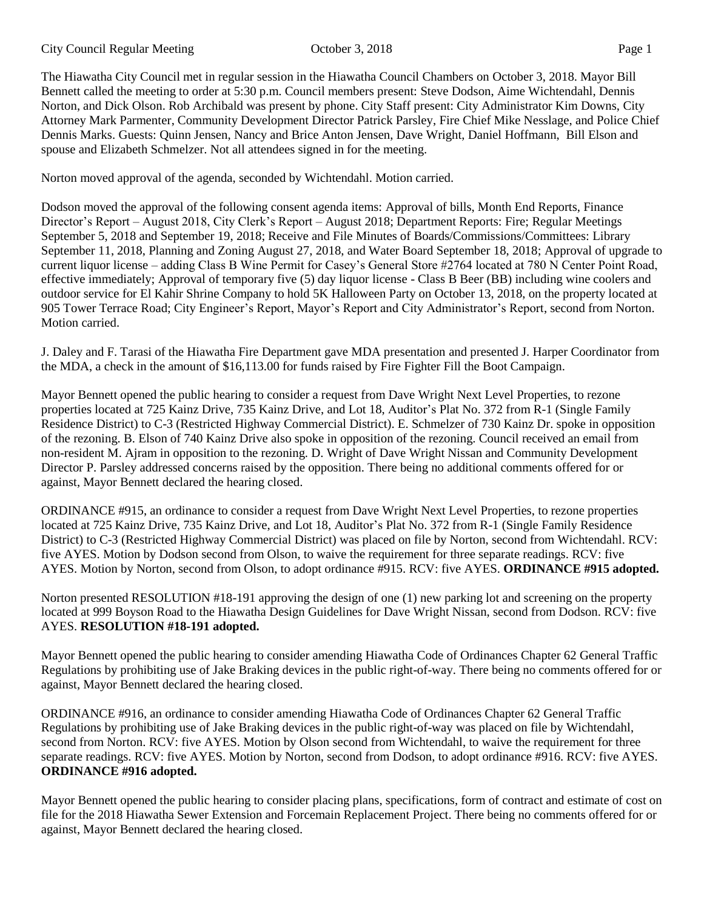The Hiawatha City Council met in regular session in the Hiawatha Council Chambers on October 3, 2018. Mayor Bill Bennett called the meeting to order at 5:30 p.m. Council members present: Steve Dodson, Aime Wichtendahl, Dennis Norton, and Dick Olson. Rob Archibald was present by phone. City Staff present: City Administrator Kim Downs, City Attorney Mark Parmenter, Community Development Director Patrick Parsley, Fire Chief Mike Nesslage, and Police Chief Dennis Marks. Guests: Quinn Jensen, Nancy and Brice Anton Jensen, Dave Wright, Daniel Hoffmann, Bill Elson and spouse and Elizabeth Schmelzer. Not all attendees signed in for the meeting.

Norton moved approval of the agenda, seconded by Wichtendahl. Motion carried.

Dodson moved the approval of the following consent agenda items: Approval of bills, Month End Reports, Finance Director's Report – August 2018, City Clerk's Report – August 2018; Department Reports: Fire; Regular Meetings September 5, 2018 and September 19, 2018; Receive and File Minutes of Boards/Commissions/Committees: Library September 11, 2018, Planning and Zoning August 27, 2018, and Water Board September 18, 2018; Approval of upgrade to current liquor license – adding Class B Wine Permit for Casey's General Store #2764 located at 780 N Center Point Road, effective immediately; Approval of temporary five (5) day liquor license - Class B Beer (BB) including wine coolers and outdoor service for El Kahir Shrine Company to hold 5K Halloween Party on October 13, 2018, on the property located at 905 Tower Terrace Road; City Engineer's Report, Mayor's Report and City Administrator's Report, second from Norton. Motion carried.

J. Daley and F. Tarasi of the Hiawatha Fire Department gave MDA presentation and presented J. Harper Coordinator from the MDA, a check in the amount of $16,113.00 for funds raised by Fire Fighter Fill the Boot Campaign.

Mayor Bennett opened the public hearing to consider a request from Dave Wright Next Level Properties, to rezone properties located at 725 Kainz Drive, 735 Kainz Drive, and Lot 18, Auditor's Plat No. 372 from R-1 (Single Family Residence District) to C-3 (Restricted Highway Commercial District). E. Schmelzer of 730 Kainz Dr. spoke in opposition of the rezoning. B. Elson of 740 Kainz Drive also spoke in opposition of the rezoning. Council received an email from non-resident M. Ajram in opposition to the rezoning. D. Wright of Dave Wright Nissan and Community Development Director P. Parsley addressed concerns raised by the opposition. There being no additional comments offered for or against, Mayor Bennett declared the hearing closed.

ORDINANCE #915, an ordinance to consider a request from Dave Wright Next Level Properties, to rezone properties located at 725 Kainz Drive, 735 Kainz Drive, and Lot 18, Auditor's Plat No. 372 from R-1 (Single Family Residence District) to C-3 (Restricted Highway Commercial District) was placed on file by Norton, second from Wichtendahl. RCV: five AYES. Motion by Dodson second from Olson, to waive the requirement for three separate readings. RCV: five AYES. Motion by Norton, second from Olson, to adopt ordinance #915. RCV: five AYES. **ORDINANCE #915 adopted.**

Norton presented RESOLUTION #18-191 approving the design of one (1) new parking lot and screening on the property located at 999 Boyson Road to the Hiawatha Design Guidelines for Dave Wright Nissan, second from Dodson. RCV: five AYES. **RESOLUTION #18-191 adopted.**

Mayor Bennett opened the public hearing to consider amending Hiawatha Code of Ordinances Chapter 62 General Traffic Regulations by prohibiting use of Jake Braking devices in the public right-of-way. There being no comments offered for or against, Mayor Bennett declared the hearing closed.

ORDINANCE #916, an ordinance to consider amending Hiawatha Code of Ordinances Chapter 62 General Traffic Regulations by prohibiting use of Jake Braking devices in the public right-of-way was placed on file by Wichtendahl, second from Norton. RCV: five AYES. Motion by Olson second from Wichtendahl, to waive the requirement for three separate readings. RCV: five AYES. Motion by Norton, second from Dodson, to adopt ordinance #916. RCV: five AYES. **ORDINANCE #916 adopted.**

Mayor Bennett opened the public hearing to consider placing plans, specifications, form of contract and estimate of cost on file for the 2018 Hiawatha Sewer Extension and Forcemain Replacement Project. There being no comments offered for or against, Mayor Bennett declared the hearing closed.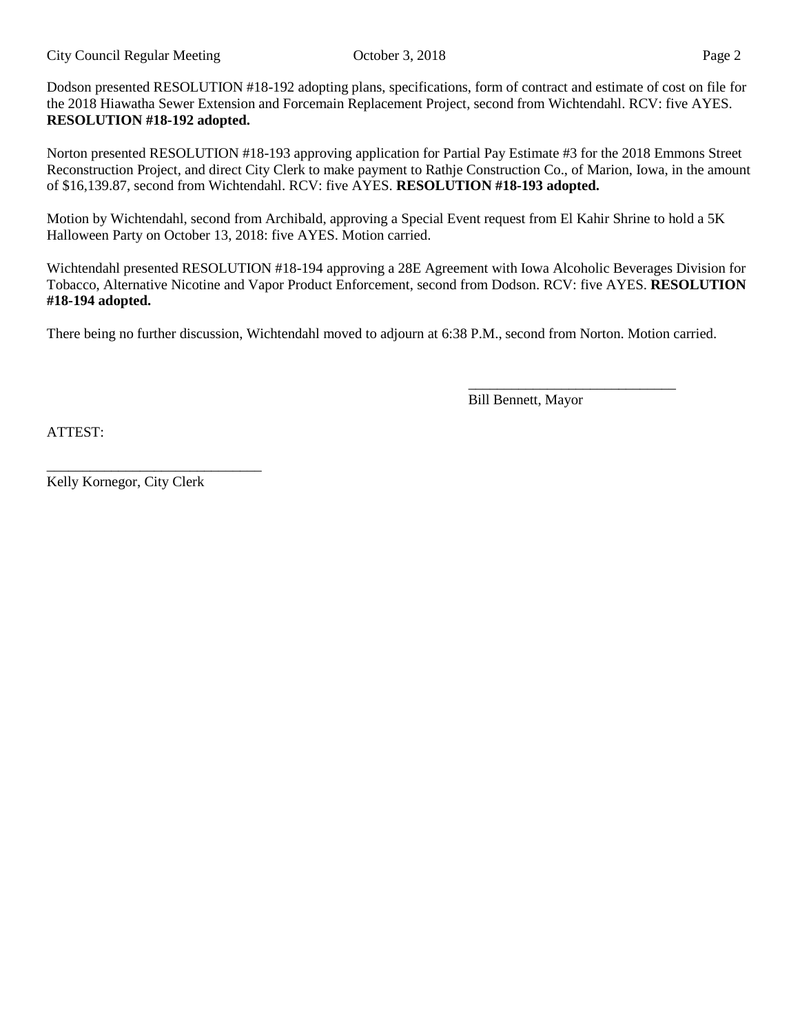Dodson presented RESOLUTION #18-192 adopting plans, specifications, form of contract and estimate of cost on file for the 2018 Hiawatha Sewer Extension and Forcemain Replacement Project, second from Wichtendahl. RCV: five AYES. **RESOLUTION #18-192 adopted.**

Norton presented RESOLUTION #18-193 approving application for Partial Pay Estimate #3 for the 2018 Emmons Street Reconstruction Project, and direct City Clerk to make payment to Rathje Construction Co., of Marion, Iowa, in the amount of $16,139.87, second from Wichtendahl. RCV: five AYES. **RESOLUTION #18-193 adopted.**

Motion by Wichtendahl, second from Archibald, approving a Special Event request from El Kahir Shrine to hold a 5K Halloween Party on October 13, 2018: five AYES. Motion carried.

Wichtendahl presented RESOLUTION #18-194 approving a 28E Agreement with Iowa Alcoholic Beverages Division for Tobacco, Alternative Nicotine and Vapor Product Enforcement, second from Dodson. RCV: five AYES. **RESOLUTION #18-194 adopted.**

There being no further discussion, Wichtendahl moved to adjourn at 6:38 P.M., second from Norton. Motion carried.

______________________________
Bill Bennett, Mayor

ATTEST:

______________________________
Kelly Kornegor, City Clerk